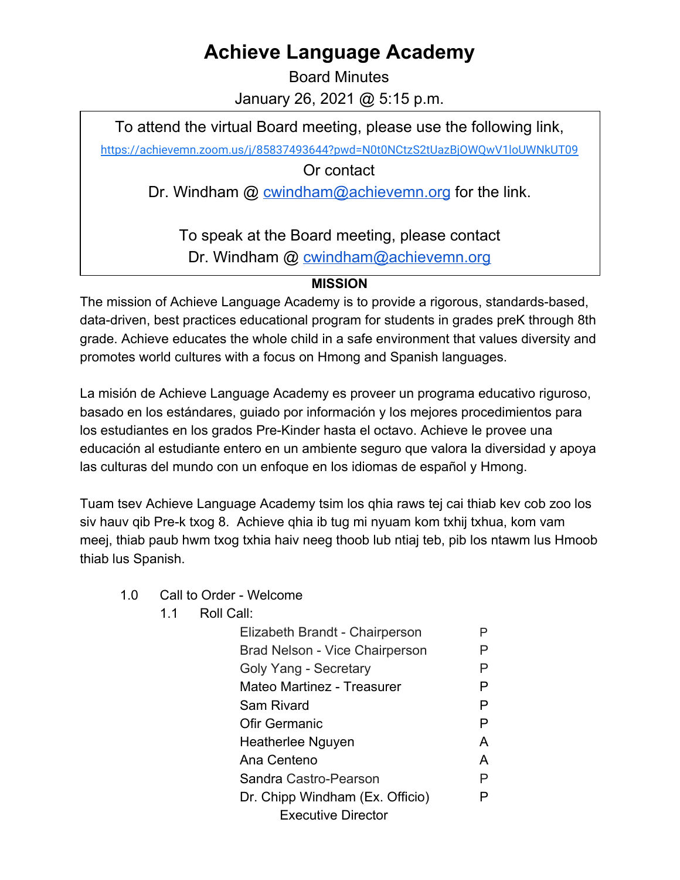# Achieve Language Academy

Board Minutes

January 26, 2021 @ 5:15 p.m.

> To attend the virtual Board meeting, please use the following link,
>
> https://achievemn.zoom.us/j/85837493644?pwd=N0t0NCtzS2tUazBjOWQwV1loUWNkUT09
>
> Or contact
>
> Dr. Windham @ cwindham@achievemn.org for the link.
>
> To speak at the Board meeting, please contact
>
> Dr. Windham @ cwindham@achievemn.org

**MISSION**

The mission of Achieve Language Academy is to provide a rigorous, standards-based, data-driven, best practices educational program for students in grades preK through 8th grade. Achieve educates the whole child in a safe environment that values diversity and promotes world cultures with a focus on Hmong and Spanish languages.

La misión de Achieve Language Academy es proveer un programa educativo riguroso, basado en los estándares, guiado por información y los mejores procedimientos para los estudiantes en los grados Pre-Kinder hasta el octavo. Achieve le provee una educación al estudiante entero en un ambiente seguro que valora la diversidad y apoya las culturas del mundo con un enfoque en los idiomas de español y Hmong.

Tuam tsev Achieve Language Academy tsim los qhia raws tej cai thiab kev cob zoo los siv hauv qib Pre-k txog 8. Achieve qhia ib tug mi nyuam kom txhij txhua, kom vam meej, thiab paub hwm txog txhia haiv neeg thoob lub ntiaj teb, pib los ntawm lus Hmoob thiab lus Spanish.

1.0 Call to Order - Welcome

1.1 Roll Call:

| | |
|---|---|
| Elizabeth Brandt - Chairperson | P |
| Brad Nelson - Vice Chairperson | P |
| Goly Yang - Secretary | P |
| Mateo Martinez - Treasurer | P |
| Sam Rivard | P |
| Ofir Germanic | P |
| Heatherlee Nguyen | A |
| Ana Centeno | A |
| Sandra Castro-Pearson | P |
| Dr. Chipp Windham (Ex. Officio) Executive Director | P |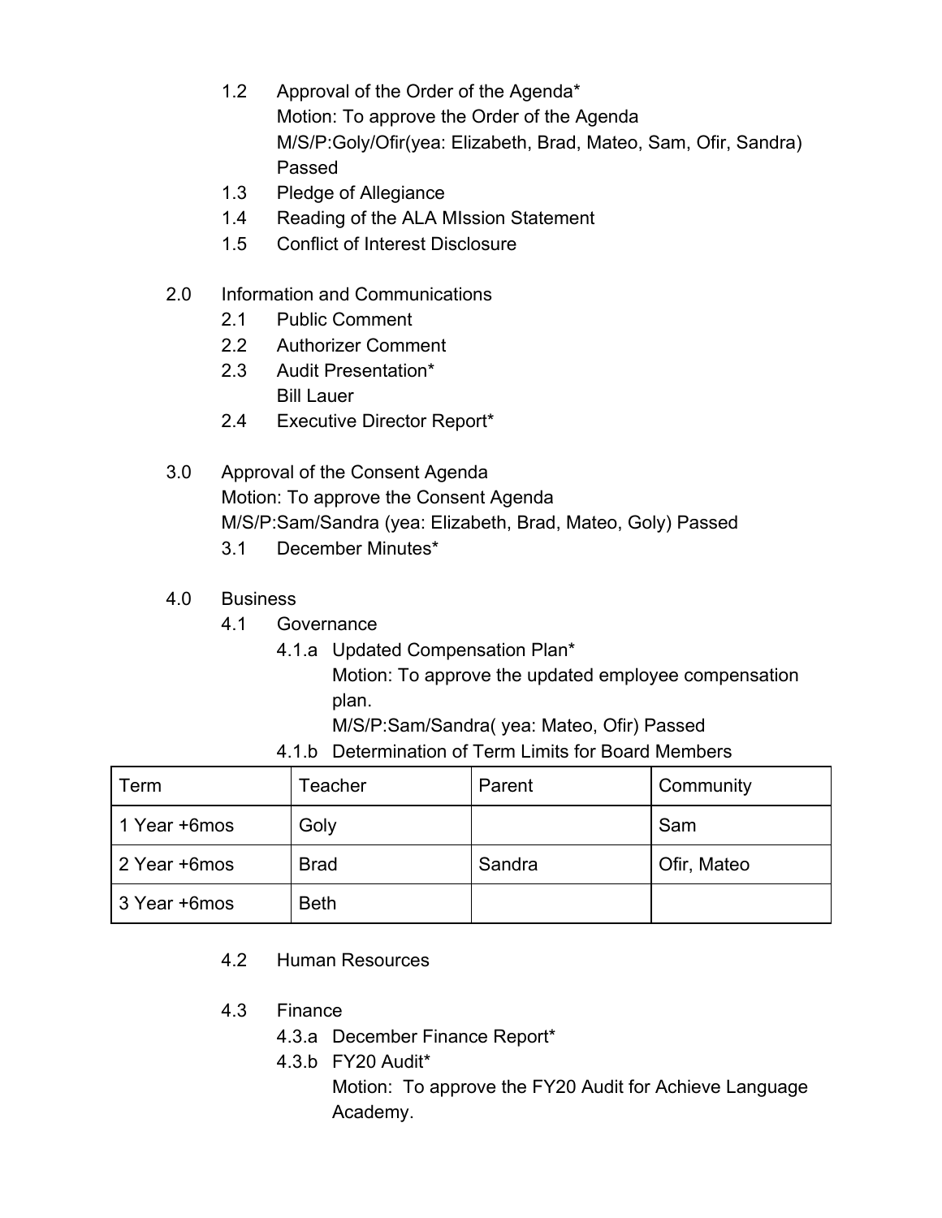1.2 Approval of the Order of the Agenda*
Motion: To approve the Order of the Agenda
M/S/P:Goly/Ofir(yea: Elizabeth, Brad, Mateo, Sam, Ofir, Sandra)
Passed

1.3 Pledge of Allegiance

1.4 Reading of the ALA MIssion Statement

1.5 Conflict of Interest Disclosure

2.0 Information and Communications

2.1 Public Comment

2.2 Authorizer Comment

2.3 Audit Presentation*
Bill Lauer

2.4 Executive Director Report*

3.0 Approval of the Consent Agenda
Motion: To approve the Consent Agenda
M/S/P:Sam/Sandra (yea: Elizabeth, Brad, Mateo, Goly) Passed

3.1 December Minutes*

4.0 Business

4.1 Governance

4.1.a Updated Compensation Plan*
Motion: To approve the updated employee compensation plan.
M/S/P:Sam/Sandra( yea: Mateo, Ofir) Passed

4.1.b Determination of Term Limits for Board Members

| Term | Teacher | Parent | Community |
|---|---|---|---|
| 1 Year +6mos | Goly | | Sam |
| 2 Year +6mos | Brad | Sandra | Ofir, Mateo |
| 3 Year +6mos | Beth | | |

4.2 Human Resources

4.3 Finance

4.3.a December Finance Report*

4.3.b FY20 Audit*
Motion: To approve the FY20 Audit for Achieve Language Academy.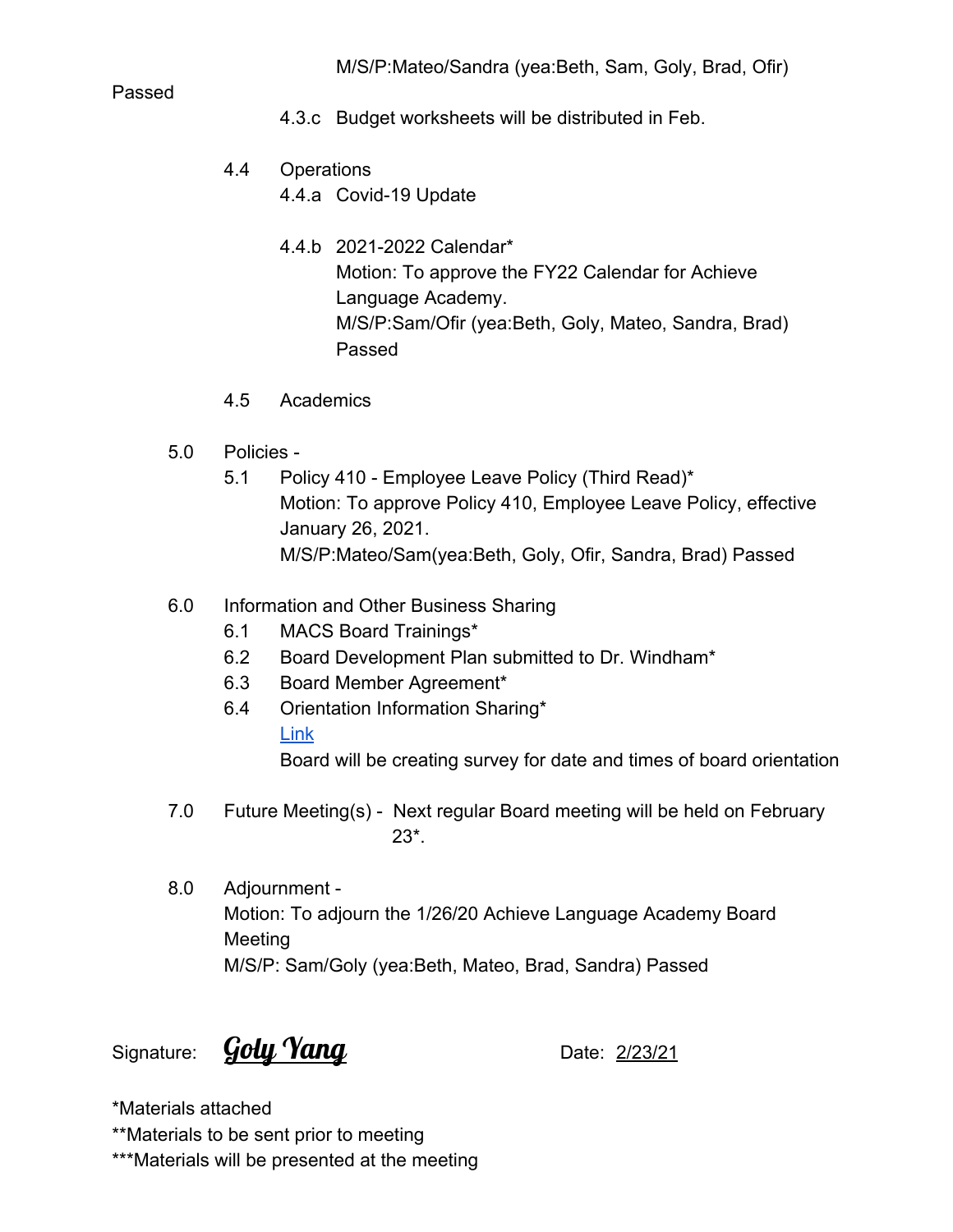M/S/P:Mateo/Sandra (yea:Beth, Sam, Goly, Brad, Ofir)

Passed

4.3.c Budget worksheets will be distributed in Feb.

4.4 Operations

4.4.a Covid-19 Update

4.4.b 2021-2022 Calendar*

Motion: To approve the FY22 Calendar for Achieve Language Academy.

M/S/P:Sam/Ofir (yea:Beth, Goly, Mateo, Sandra, Brad) Passed

4.5 Academics

5.0 Policies -

5.1 Policy 410 - Employee Leave Policy (Third Read)*

Motion: To approve Policy 410, Employee Leave Policy, effective January 26, 2021.

M/S/P:Mateo/Sam(yea:Beth, Goly, Ofir, Sandra, Brad) Passed

6.0 Information and Other Business Sharing

6.1 MACS Board Trainings*

6.2 Board Development Plan submitted to Dr. Windham*

6.3 Board Member Agreement*

6.4 Orientation Information Sharing*

Link

Board will be creating survey for date and times of board orientation

7.0 Future Meeting(s) - Next regular Board meeting will be held on February 23*.

8.0 Adjournment -

Motion: To adjourn the 1/26/20 Achieve Language Academy Board Meeting

M/S/P: Sam/Goly (yea:Beth, Mateo, Brad, Sandra) Passed

Signature: Goly Yang Date: 2/23/21

*Materials attached

**Materials to be sent prior to meeting

***Materials will be presented at the meeting